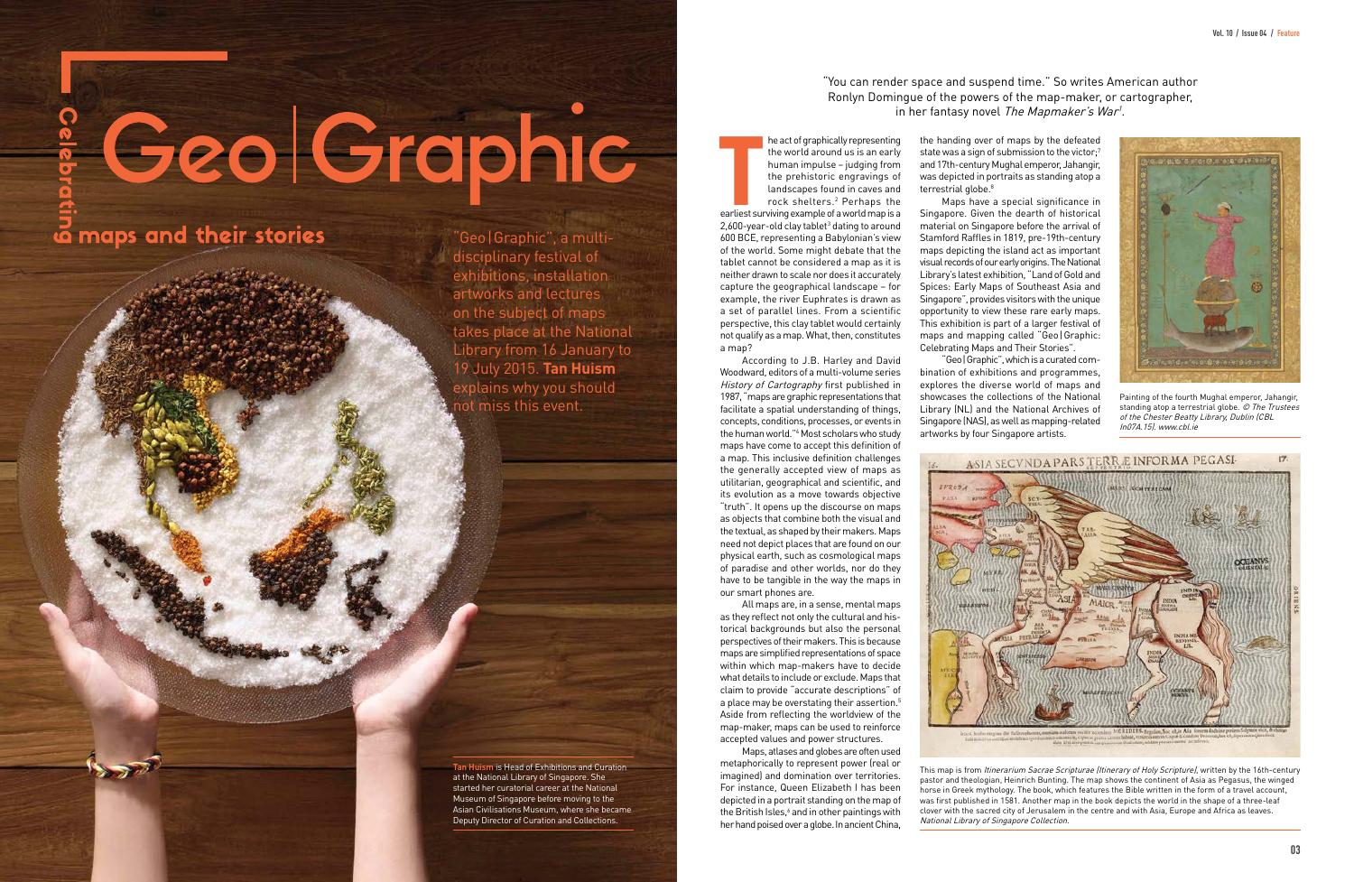# Celebrating Geo | Graphic maps and their stories

"Geo | Graphic", a multi-disciplinary festival of exhibitions, installation artworks and lectures on the subject of maps takes place at the National Library from 16 January to 19 July 2015. **Tan Huism** explains why you should not miss this event.

**Tan Huism** is Head of Exhibitions and Curation at the National Library of Singapore. She started her curatorial career at the National Museum of Singapore before moving to the Asian Civilisations Museum, where she became Deputy Director of Curation and Collections.

"You can render space and suspend time." So writes American author Ronlyn Domingue of the powers of the map-maker, or cartographer, in her fantasy novel *The Mapmaker's War*[1].

The act of graphically representing the world around us is an early human impulse – judging from the prehistoric engravings of landscapes found in caves and rock shelters.[2] Perhaps the earliest surviving example of a world map is a 2,600-year-old clay tablet[3] dating to around 600 BCE, representing a Babylonian's view of the world. Some might debate that the tablet cannot be considered a map as it is neither drawn to scale nor does it accurately capture the geographical landscape – for example, the river Euphrates is drawn as a set of parallel lines. From a scientific perspective, this clay tablet would certainly not qualify as a map. What, then, constitutes a map?

According to J.B. Harley and David Woodward, editors of a multi-volume series *History of Cartography* first published in 1987, "maps are graphic representations that facilitate a spatial understanding of things, concepts, conditions, processes, or events in the human world."[4] Most scholars who study maps have come to accept this definition of a map. This inclusive definition challenges the generally accepted view of maps as utilitarian, geographical and scientific, and its evolution as a move towards objective "truth". It opens up the discourse on maps as objects that combine both the visual and the textual, as shaped by their makers. Maps need not depict places that are found on our physical earth, such as cosmological maps of paradise and other worlds, nor do they have to be tangible in the way the maps in our smart phones are.

All maps are, in a sense, mental maps as they reflect not only the cultural and historical backgrounds but also the personal perspectives of their makers. This is because maps are simplified representations of space within which map-makers have to decide what details to include or exclude. Maps that claim to provide "accurate descriptions" of a place may be overstating their assertion.[5] Aside from reflecting the worldview of the map-maker, maps can be used to reinforce accepted values and power structures.

Maps, atlases and globes are often used metaphorically to represent power (real or imagined) and domination over territories. For instance, Queen Elizabeth I has been depicted in a portrait standing on the map of the British Isles,[6] and in other paintings with her hand poised over a globe. In ancient China, the handing over of maps by the defeated state was a sign of submission to the victor;[7] and 17th-century Mughal emperor, Jahangir, was depicted in portraits as standing atop a terrestrial globe.[8]

Maps have a special significance in Singapore. Given the dearth of historical material on Singapore before the arrival of Stamford Raffles in 1819, pre-19th-century maps depicting the island act as important visual records of our early origins. The National Library's latest exhibition, "Land of Gold and Spices: Early Maps of Southeast Asia and Singapore", provides visitors with the unique opportunity to view these rare early maps. This exhibition is part of a larger festival of maps and mapping called "Geo | Graphic: Celebrating Maps and Their Stories".

"Geo | Graphic", which is a curated combination of exhibitions and programmes, explores the diverse world of maps and showcases the collections of the National Library (NL) and the National Archives of Singapore (NAS), as well as mapping-related artworks by four Singapore artists.

Painting of the fourth Mughal emperor, Jahangir, standing atop a terrestrial globe. *© The Trustees of the Chester Beatty Library, Dublin (CBL In07A.15). www.cbl.ie*

This map is from *Itinerarium Sacrae Scripturae (Itinerary of Holy Scripture)*, written by the 16th-century pastor and theologian, Heinrich Bunting. The map shows the continent of Asia as Pegasus, the winged horse in Greek mythology. The book, which features the Bible written in the form of a travel account, was first published in 1581. Another map in the book depicts the world in the shape of a three-leaf clover with the sacred city of Jerusalem in the centre and with Asia, Europe and Africa as leaves. *National Library of Singapore Collection.*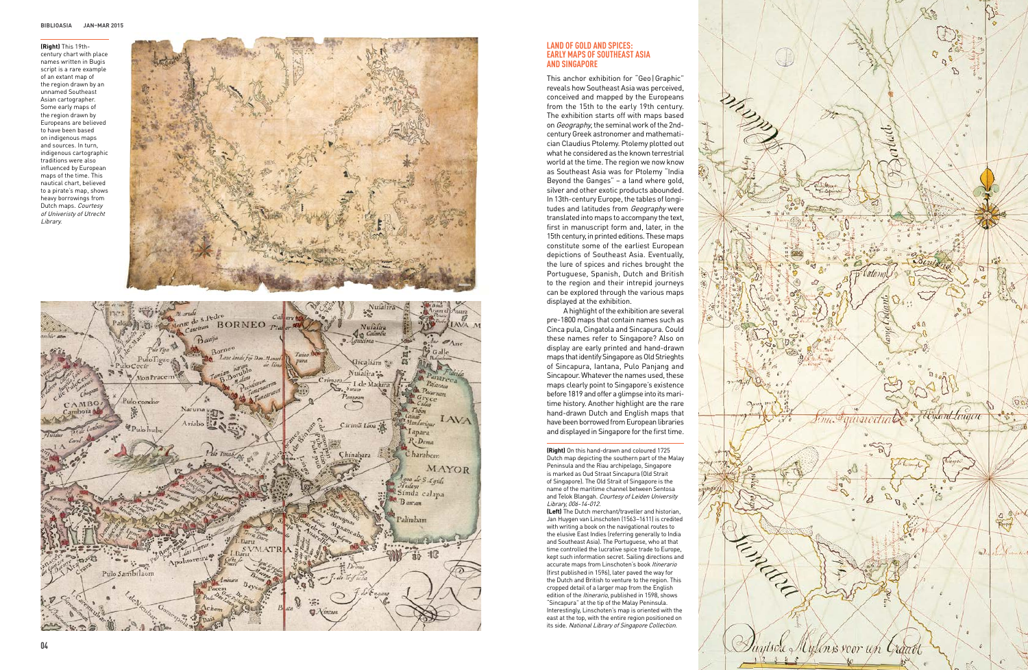**(Right)** This 19th-century chart with place names written in Bugis script is a rare example of an extant map of the region drawn by an unnamed Southeast Asian cartographer. Some early maps of the region drawn by Europeans are believed to have been based on indigenous maps and sources. In turn, indigenous cartographic traditions were also influenced by European maps of the time. This nautical chart, believed to a pirate's map, shows heavy borrowings from Dutch maps. *Courtesy of Univeristy of Utrecht Library.*

## LAND OF GOLD AND SPICES: EARLY MAPS OF SOUTHEAST ASIA AND SINGAPORE

This anchor exhibition for "Geo|Graphic" reveals how Southeast Asia was perceived, conceived and mapped by the Europeans from the 15th to the early 19th century. The exhibition starts off with maps based on *Geography*, the seminal work of the 2nd-century Greek astronomer and mathematician Claudius Ptolemy. Ptolemy plotted out what he considered as the known terrestrial world at the time. The region we now know as Southeast Asia was for Ptolemy "India Beyond the Ganges" – a land where gold, silver and other exotic products abounded. In 13th-century Europe, the tables of longitudes and latitudes from *Geography* were translated into maps to accompany the text, first in manuscript form and, later, in the 15th century, in printed editions. These maps constitute some of the earliest European depictions of Southeast Asia. Eventually, the lure of spices and riches brought the Portuguese, Spanish, Dutch and British to the region and their intrepid journeys can be explored through the various maps displayed at the exhibition.

A highlight of the exhibition are several pre-1800 maps that contain names such as Cinca pula, Cingatola and Sincapura. Could these names refer to Singapore? Also on display are early printed and hand-drawn maps that identify Singapore as Old Strieghts of Sincapura, lantana, Pulo Panjang and Sincapour. Whatever the names used, these maps clearly point to Singapore's existence before 1819 and offer a glimpse into its maritime history. Another highlight are the rare hand-drawn Dutch and English maps that have been borrowed from European libraries and displayed in Singapore for the first time.

**(Right)** On this hand-drawn and coloured 1725 Dutch map depicting the southern part of the Malay Peninsula and the Riau archipelago, Singapore is marked as Oud Straat Sincapura (Old Strait of Singapore). The Old Strait of Singapore is the name of the maritime channel between Sentosa and Telok Blangah. *Courtesy of Leiden University Library, 006-14-012.*

**(Left)** The Dutch merchant/traveller and historian, Jan Huygen van Linschoten (1563–1611) is credited with writing a book on the navigational routes to the elusive East Indies (referring generally to India and Southeast Asia). The Portuguese, who at that time controlled the lucrative spice trade to Europe, kept such information secret. Sailing directions and accurate maps from Linschoten's book *Itinerario* (first published in 1596), later paved the way for the Dutch and British to venture to the region. This cropped detail of a larger map from the English edition of the *Itinerario*, published in 1598, shows "Sincapura" at the tip of the Malay Peninsula. Interestingly, Linschoten's map is oriented with the east at the top, with the entire region positioned on its side. *National Library of Singapore Collection.*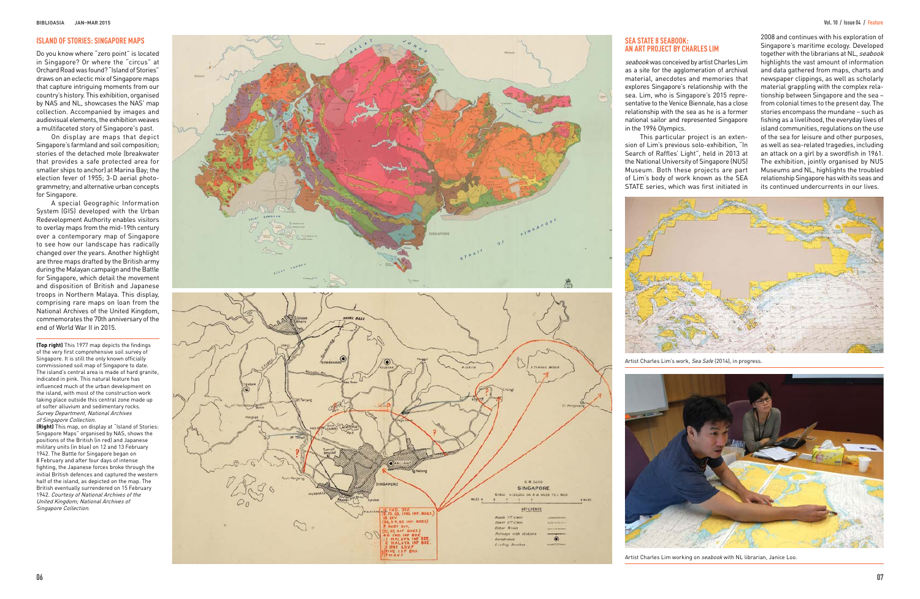## ISLAND OF STORIES: SINGAPORE MAPS

Do you know where "zero point" is located in Singapore? Or where the "circus" at Orchard Road was found? "Island of Stories" draws on an eclectic mix of Singapore maps that capture intriguing moments from our country's history. This exhibition, organised by NAS and NL, showcases the NAS' map collection. Accompanied by images and audiovisual elements, the exhibition weaves a multifaceted story of Singapore's past.

On display are maps that depict Singapore's farmland and soil composition; stories of the detached mole (breakwater that provides a safe protected area for smaller ships to anchor) at Marina Bay; the election fever of 1955; 3-D aerial photogrammetry; and alternative urban concepts for Singapore.

A special Geographic Information System (GIS) developed with the Urban Redevelopment Authority enables visitors to overlay maps from the mid-19th century over a contemporary map of Singapore to see how our landscape has radically changed over the years. Another highlight are three maps drafted by the British army during the Malayan campaign and the Battle for Singapore, which detail the movement and disposition of British and Japanese troops in Northern Malaya. This display, comprising rare maps on loan from the National Archives of the United Kingdom, commemorates the 70th anniversary of the end of World War II in 2015.

**(Top right)** This 1977 map depicts the findings of the very first comprehensive soil survey of Singapore. It is still the only known officially commissioned soil map of Singapore to date. The island's central area is made of hard granite, indicated in pink. This natural feature has influenced much of the urban development on the island, with most of the construction work taking place outside this central zone made up of softer alluvium and sedimentary rocks. *Survey Department, National Archives of Singapore Collection.*

**(Right)** This map, on display at "Island of Stories: Singapore Maps" organised by NAS, shows the positions of the British (in red) and Japanese military units (in blue) on 12 and 13 February 1942. The Battle for Singapore began on 8 February and after four days of intense fighting, the Japanese forces broke through the initial British defences and captured the western half of the island, as depicted on the map. The British eventually surrendered on 15 February 1942. *Courtesy of National Archives of the United Kingdom; National Archives of Singapore Collection.*

## SEA STATE 8 SEABOOK: AN ART PROJECT BY CHARLES LIM

*seabook* was conceived by artist Charles Lim as a site for the agglomeration of archival material, anecdotes and memories that explores Singapore's relationship with the sea. Lim, who is Singapore's 2015 representative to the Venice Biennale, has a close relationship with the sea as he is a former national sailor and represented Singapore in the 1996 Olympics.

This particular project is an extension of Lim's previous solo-exhibition, "In Search of Raffles' Light", held in 2013 at the National University of Singapore (NUS) Museum. Both these projects are part of Lim's body of work known as the SEA STATE series, which was first initiated in 2008 and continues with his exploration of Singapore's maritime ecology. Developed together with the librarians at NL, *seabook* highlights the vast amount of information and data gathered from maps, charts and newspaper clippings, as well as scholarly material grappling with the complex relationship between Singapore and the sea – from colonial times to the present day. The stories encompass the mundane – such as fishing as a livelihood, the everyday lives of island communities, regulations on the use of the sea for leisure and other purposes, as well as sea-related tragedies, including an attack on a girl by a swordfish in 1961. The exhibition, jointly organised by NUS Museums and NL, highlights the troubled relationship Singapore has with its seas and its continued undercurrents in our lives.

Artist Charles Lim's work, *Sea Safe* (2014), in progress.

Artist Charles Lim working on *seabook* with NL librarian, Janice Loo.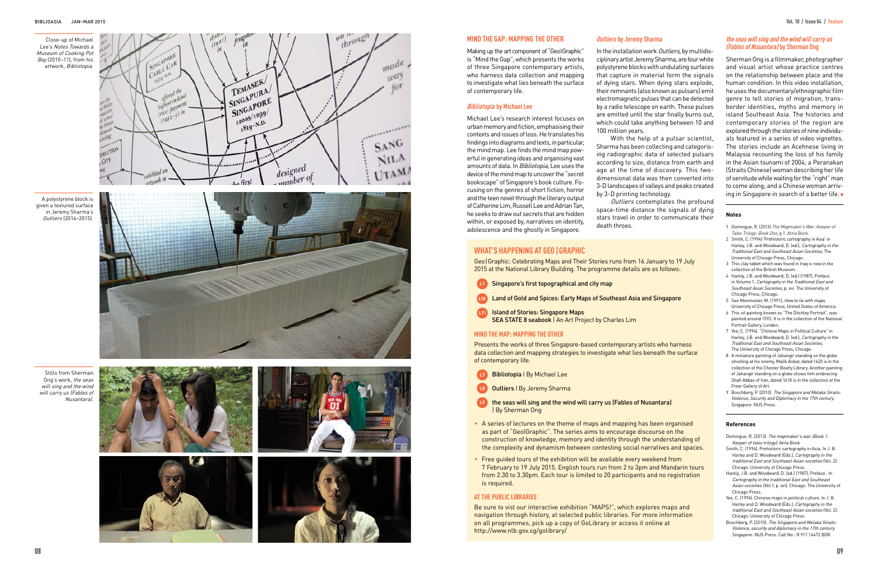Close-up of Michael Lee's *Notes Towards a Museum of Cooking Pot Bay* (2010–11), from his artwork, *Bibliotopia*.

A polystyrene block is given a textured surface in Jeremy Sharma's *Outliers* (2014–2015).

Stills from Sherman Ong's work, *the seas will sing and the wind will carry us (Fables of Nusantara)*.

## MIND THE GAP: MAPPING THE OTHER

Making up the art component of "Geo|Graphic" is "Mind the Gap", which presents the works of three Singapore contemporary artists, who harness data collection and mapping to investigate what lies beneath the surface of contemporary life.

### *Bibliotopia* by Michael Lee

Michael Lee's research interest focuses on urban memory and fiction, emphasising their contexts and issues of loss. He translates his findings into diagrams and texts, in particular, the mind map. Lee finds the mind map powerful in generating ideas and organising vast amounts of data. In *Bibliotopia*, Lee uses the device of the mind map to uncover the "secret bookscape" of Singapore's book culture. Focusing on the genres of short fiction, horror and the teen novel through the literary output of Catherine Lim, Russell Lee and Adrian Tan, he seeks to draw out secrets that are hidden within, or exposed by, narratives on identity, adolescence and the ghostly in Singapore.

### *Outliers* by Jeremy Sharma

In the installation work *Outliers*, by multidisciplinary artist Jeremy Sharma, are four white polystyrene blocks with undulating surfaces that capture in material form the signals of dying stars. When dying stars explode, their remnants (also known as pulsars) emit electromagnetic pulses that can be detected by a radio telescope on earth. These pulses are emitted until the star finally burns out, which could take anything between 10 and 100 million years.

With the help of a pulsar scientist, Sharma has been collecting and categorising radiographic data of selected pulsars according to size, distance from earth and age at the time of discovery. This two-dimensional data was then converted into 3-D landscapes of valleys and peaks created by 3-D printing technology.

*Outliers* contemplates the profound space-time distance the signals of dying stars travel in order to communicate their death throes.

### *the seas will sing and the wind will carry us (Fables of Nusantara)* by Sherman Ong

Sherman Ong is a filmmaker, photographer and visual artist whose practice centres on the relationship between place and the human condition. In this video installation, he uses the documentary/ethnographic film genre to tell stories of migration, trans-border identities, myths and memory in island Southeast Asia. The histories and contemporary stories of the region are explored through the stories of nine individuals featured in a series of video vignettes. The stories include an Acehnese living in Malaysia recounting the loss of his family in the Asian tsunami of 2004; a Peranakan (Straits Chinese) woman describing her life of servitude while waiting for the "right" man to come along; and a Chinese woman arriving in Singapore in search of a better life. ♦

## WHAT'S HAPPENING AT GEO|GRAPHIC

Geo|Graphic: Celebrating Maps and Their Stories runs from 16 January to 19 July 2015 at the National Library Building. The programme details are as follows:

- **L1** Singapore's first topographical and city map
- **L10** Land of Gold and Spices: Early Maps of Southeast Asia and Singapore
- **L11** Island of Stories: Singapore Maps
  SEA STATE 8 seabook | An Art Project by Charles Lim

### MIND THE MAP: MAPPING THE OTHER

Presents the works of three Singapore-based contemporary artists who harness data collection and mapping strategies to investigate what lies beneath the surface of contemporary life.

- **L7** Bibliotopia | By Michael Lee
- **L8** Outliers | By Jeremy Sharma
- **L9** the seas will sing and the wind will carry us (Fables of Nusantara) | By Sherman Ong

- A series of lectures on the theme of maps and mapping has been organised as part of "Geo|Graphic". The series aims to encourage discourse on the construction of knowledge, memory and identity through the understanding of the complexity and dynamism between contesting social narratives and spaces.
- Free guided tours of the exhibition will be available every weekend from 7 February to 19 July 2015. English tours run from 2 to 3pm and Mandarin tours from 2.30 to 3.30pm. Each tour is limited to 20 participants and no registration is required.

### AT THE PUBLIC LIBRARIES

Be sure to vist our interactive exhibition "MAPS!", which explores maps and navigation through history, at selected public libraries. For more information on all programmes, pick up a copy of GoLibrary or access it online at http://www.nlb.gov.sg/golibrary/

## Notes

1. Domingue, R. (2013) *The Mapmaker's War: Keeper of Tales Trilogy: Book One*, p.1. Atria Book.
2. Smith, C. (1994) 'Prehistoric cartography in Asia' in Harley, J.B. and Woodward, D. (ed.), *Cartography in the Traditional East and Southeast Asian Societies*, The University of Chicago Press, Chicago.
3. This clay tablet which was found in Iraq is now in the collection of the British Museum.
4. Harely, J.B. and Woodward, D. (ed.) (1987), Preface in Volume 1, *Cartography in the Traditional East and Southeast Asian Societies*, p. xvi. The University of Chicago Press, Chicago.
5. See Monmonier, M. (1991), *How to lie with maps*, University of Chicago Press, United States of America.
6. This oil painting known as "The Ditchley Portrait", was painted around 1592. It is in the collection of the National Portrait Gallery, London.
7. Yee, C. (1994). "Chinese Maps in Political Culture" in Harley, J.B. and Woodward, D. (ed.), *Cartography in the Traditional East and Southeast Asian Societies*, The University of Chicago Press, Chicago.
8. A miniature painting of Jahangir standing on the globe shooting at his enemy, Malik Anbar, dated 1620 is in the collection of the Chester Beatty Library. Another painting of Jahangir standing on a globe shows him embracing Shah Abbas of Iran, dated 1618 is in the collection of the Freer Gallery of Art.
9. Boschberg, P. (2010). *The Singapore and Melaka Straits: Violence, Security and Diplomacy in the 17th century.* Singapore: NUS Press.

## References

Domingue, R. (2013). *The mapmaker's war. (Book 1: Keeper of tales trilogy)*. Atria Book

Smith, C. (1994). Prehistoric cartography in Asia. In J. B. Harley and D. Woodward (Eds.), *Cartography in the traditional East and Southeast Asian societies* (Vol. 2). Chicago: University of Chicago Press.

Harely, J.B. and Woodward, D. (ed.) (1987), Preface . In *Cartography in the traditional East and Southeast Asian societies (Vol.1*, p. xvi). Chicago: The University of Chicago Press.

Yee, C. (1994). Chinese maps in political culture. In J. B. Harley and D. Woodward (Eds.), *Cartography in the traditional East and Southeast Asian societies* (Vol. 2). Chicago: University of Chicago Press.

Boschberg, P. (2010). *The Singapore and Melaka Straits: Violence, security and diplomacy in the 17th century.* Singapore: NUS Press. Call No.: R 911.16472 BOR